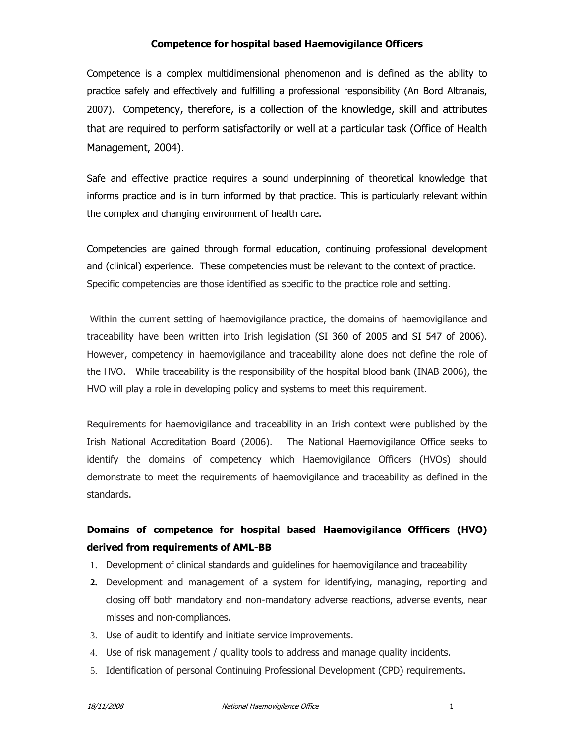# Competence for hospital based Haemovigilance Officers

Competence is a complex multidimensional phenomenon and is defined as the ability to practice safely and effectively and fulfilling a professional responsibility (An Bord Altranais, 2007). Competency, therefore, is a collection of the knowledge, skill and attributes that are required to perform satisfactorily or well at a particular task (Office of Health Management, 2004).

Safe and effective practice requires a sound underpinning of theoretical knowledge that informs practice and is in turn informed by that practice. This is particularly relevant within the complex and changing environment of health care.

Competencies are gained through formal education, continuing professional development and (clinical) experience. These competencies must be relevant to the context of practice. Specific competencies are those identified as specific to the practice role and setting.

Within the current setting of haemovigilance practice, the domains of haemovigilance and traceability have been written into Irish legislation (SI 360 of 2005 and SI 547 of 2006). However, competency in haemovigilance and traceability alone does not define the role of the HVO. While traceability is the responsibility of the hospital blood bank (INAB 2006), the HVO will play a role in developing policy and systems to meet this requirement.

Requirements for haemovigilance and traceability in an Irish context were published by the Irish National Accreditation Board (2006). The National Haemovigilance Office seeks to identify the domains of competency which Haemovigilance Officers (HVOs) should demonstrate to meet the requirements of haemovigilance and traceability as defined in the standards.

## Domains of competence for hospital based Haemovigilance Offficers (HVO) derived from requirements of AML-BB

1. Development of clinical standards and guidelines for haemovigilance and traceability
2. Development and management of a system for identifying, managing, reporting and closing off both mandatory and non-mandatory adverse reactions, adverse events, near misses and non-compliances.
3. Use of audit to identify and initiate service improvements.
4. Use of risk management / quality tools to address and manage quality incidents.
5. Identification of personal Continuing Professional Development (CPD) requirements.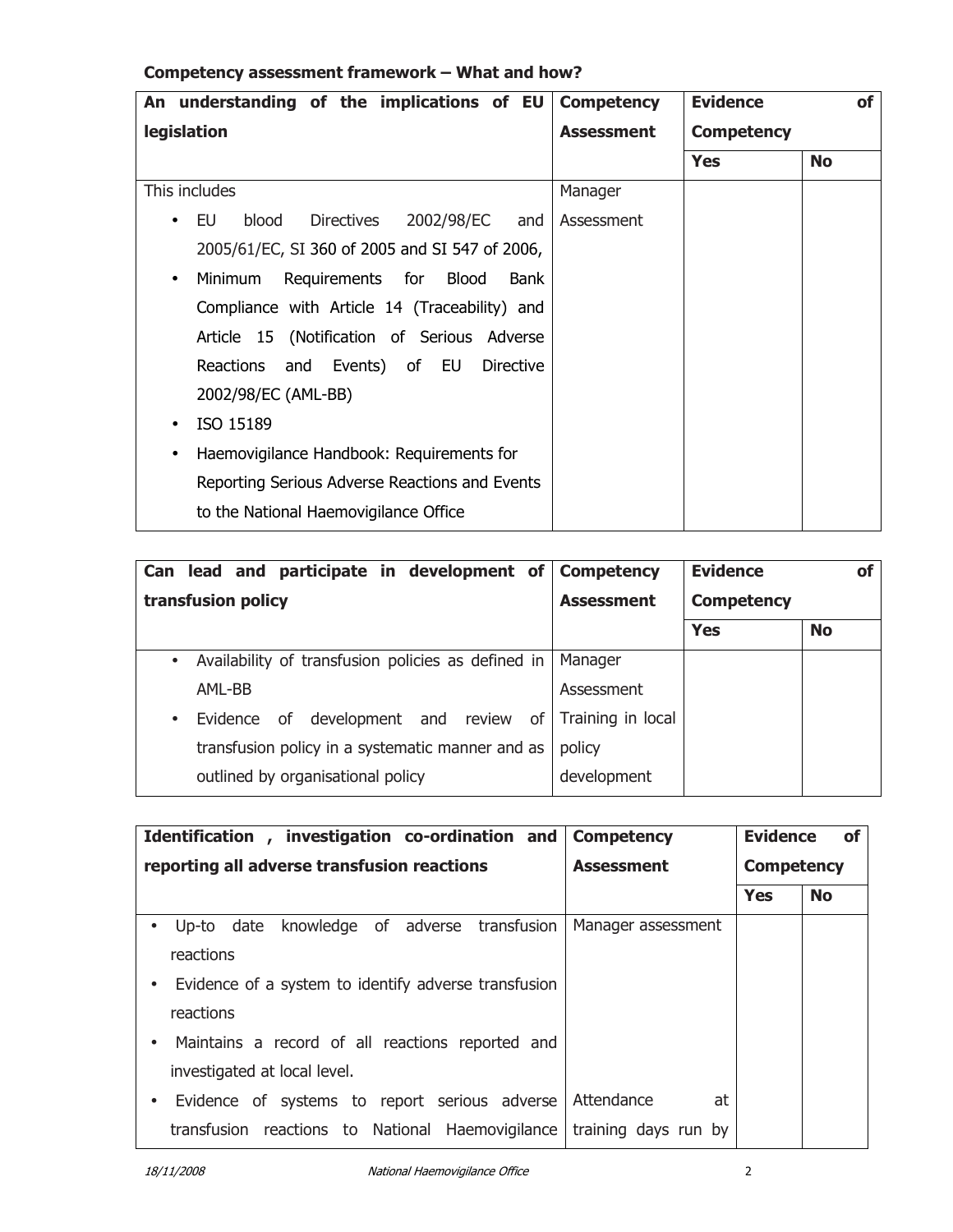**Competency assessment framework – What and how?**

| An understanding of the implications of EU legislation | Competency Assessment | Evidence of Competency | |
|---|---|---|---|
| | | Yes | No |
| This includes<br>• EU blood Directives 2002/98/EC and 2005/61/EC, SI 360 of 2005 and SI 547 of 2006,<br>• Minimum Requirements for Blood Bank Compliance with Article 14 (Traceability) and Article 15 (Notification of Serious Adverse Reactions and Events) of EU Directive 2002/98/EC (AML-BB)<br>• ISO 15189<br>• Haemovigilance Handbook: Requirements for Reporting Serious Adverse Reactions and Events to the National Haemovigilance Office | Manager Assessment | | |

| Can lead and participate in development of transfusion policy | Competency Assessment | Evidence of Competency | |
|---|---|---|---|
| | | Yes | No |
| • Availability of transfusion policies as defined in AML-BB<br>• Evidence of development and review of transfusion policy in a systematic manner and as outlined by organisational policy | Manager Assessment<br>Training in local policy development | | |

| Identification , investigation co-ordination and reporting all adverse transfusion reactions | Competency Assessment | Evidence of Competency | |
|---|---|---|---|
| | | Yes | No |
| • Up-to date knowledge of adverse transfusion reactions<br>• Evidence of a system to identify adverse transfusion reactions<br>• Maintains a record of all reactions reported and investigated at local level. | Manager assessment | | |
| • Evidence of systems to report serious adverse transfusion reactions to National Haemovigilance | Attendance at training days run by | | |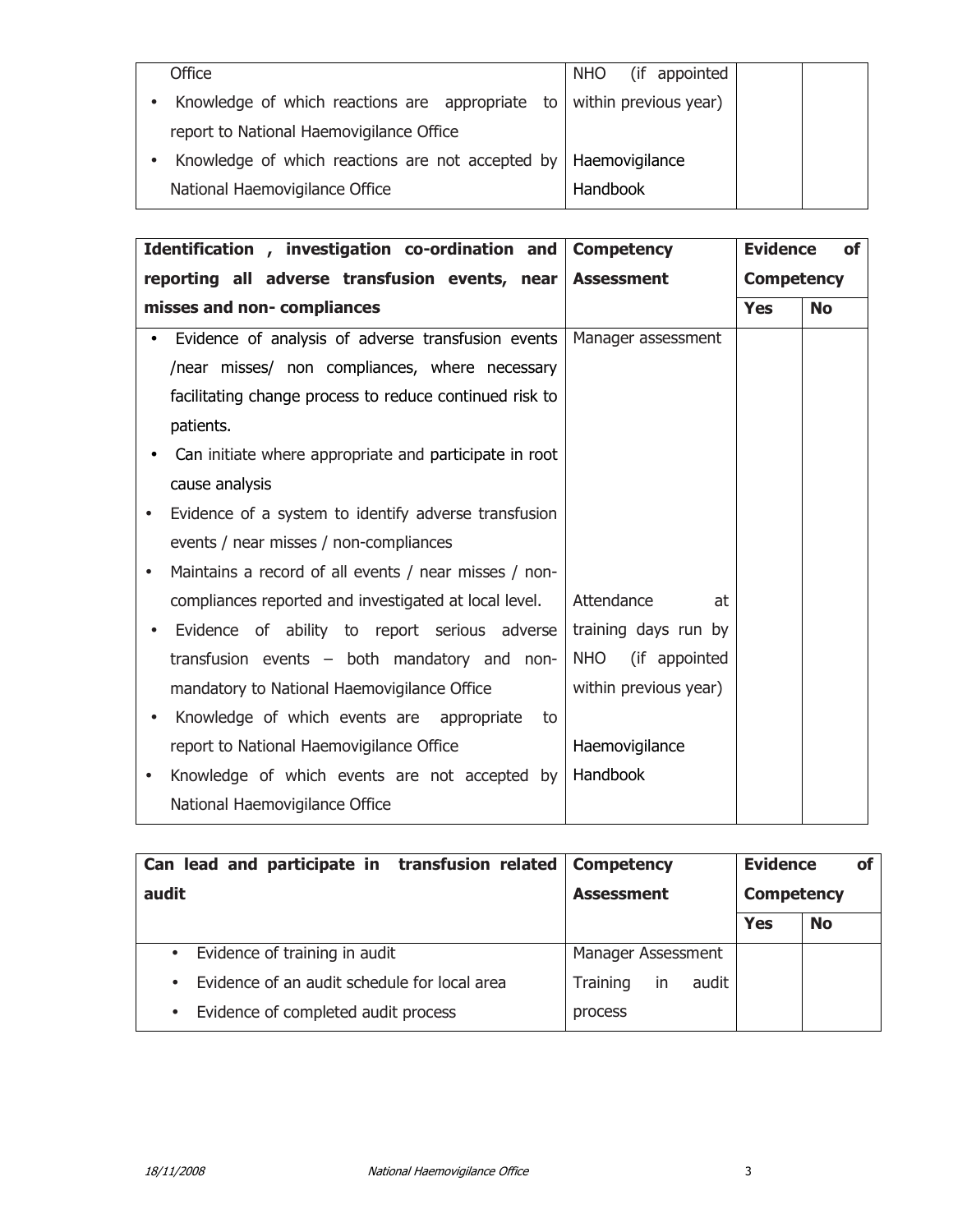| | | | |
|---|---|---|---|
| Office<br>• Knowledge of which reactions are appropriate to report to National Haemovigilance Office<br>• Knowledge of which reactions are not accepted by National Haemovigilance Office | NHO (if appointed within previous year)<br><br>Haemovigilance Handbook | | |

| Identification , investigation co-ordination and reporting all adverse transfusion events, near misses and non- compliances | Competency Assessment | Evidence of Competency | |
|---|---|---|---|
| | | Yes | No |
| • Evidence of analysis of adverse transfusion events /near misses/ non compliances, where necessary facilitating change process to reduce continued risk to patients.<br>• Can initiate where appropriate and participate in root cause analysis<br>• Evidence of a system to identify adverse transfusion events / near misses / non-compliances<br>• Maintains a record of all events / near misses / non-compliances reported and investigated at local level.<br>• Evidence of ability to report serious adverse transfusion events – both mandatory and non-mandatory to National Haemovigilance Office<br>• Knowledge of which events are appropriate to report to National Haemovigilance Office<br>• Knowledge of which events are not accepted by National Haemovigilance Office | Manager assessment<br><br>Attendance at training days run by NHO (if appointed within previous year)<br><br>Haemovigilance Handbook | | |

| Can lead and participate in transfusion related audit | Competency Assessment | Evidence of Competency | |
|---|---|---|---|
| | | Yes | No |
| • Evidence of training in audit<br>• Evidence of an audit schedule for local area<br>• Evidence of completed audit process | Manager Assessment<br>Training in audit process | | |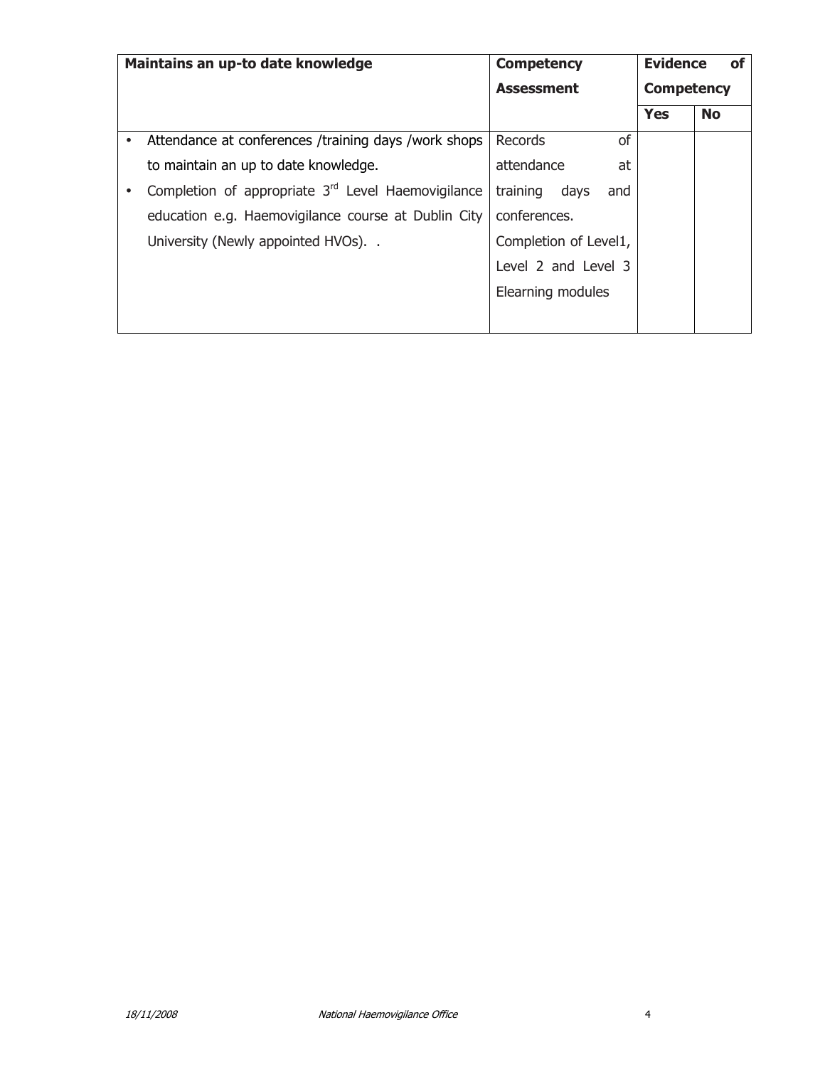| Maintains an up-to date knowledge | Competency Assessment | Evidence of Competency | |
|---|---|---|---|
| | | **Yes** | **No** |
| • Attendance at conferences /training days /work shops to maintain an up to date knowledge.<br>• Completion of appropriate 3rd Level Haemovigilance education e.g. Haemovigilance course at Dublin City University (Newly appointed HVOs). . | Records of attendance at training days and conferences.<br>Completion of Level1, Level 2 and Level 3 Elearning modules | | |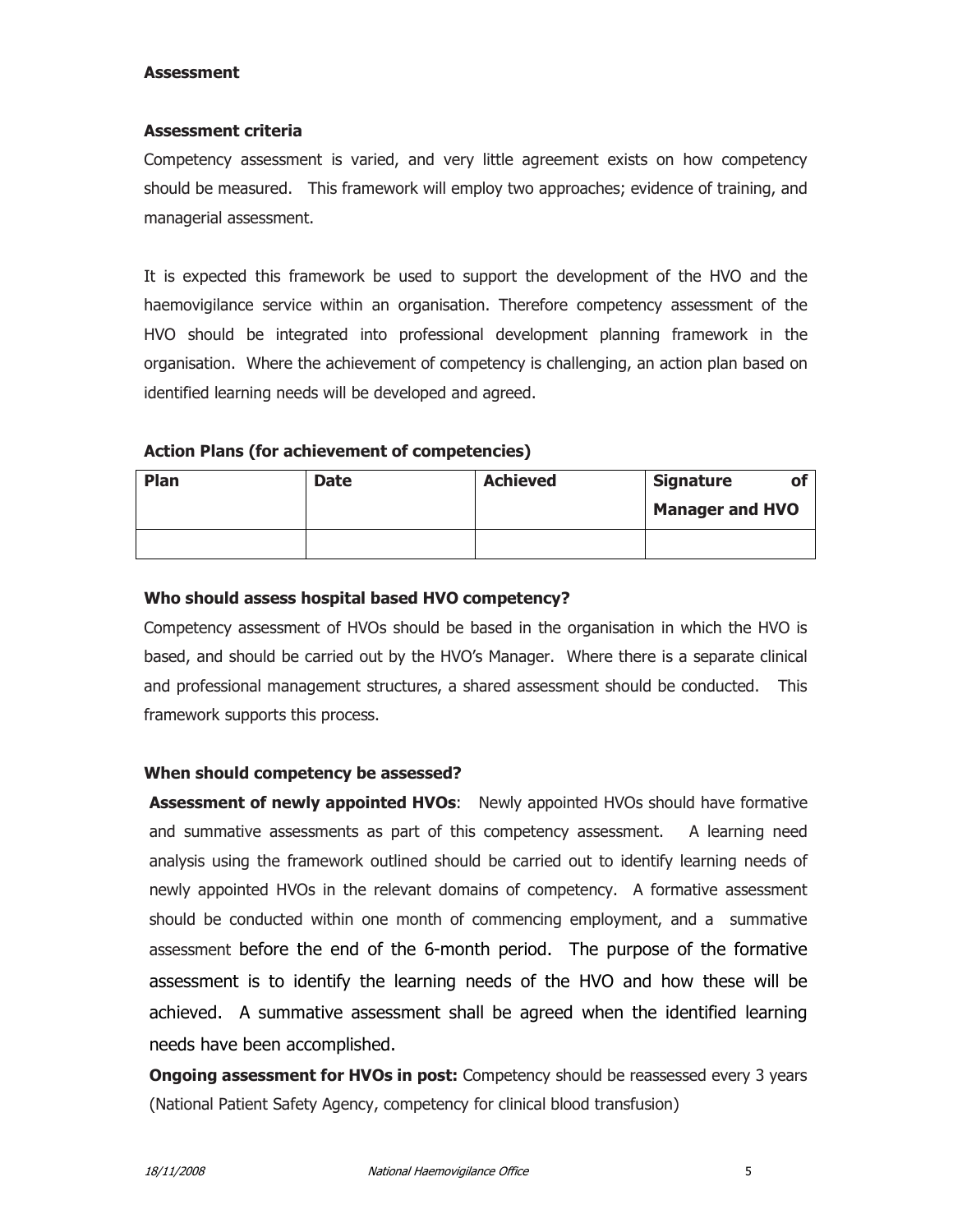**Assessment**

**Assessment criteria**

Competency assessment is varied, and very little agreement exists on how competency should be measured. This framework will employ two approaches; evidence of training, and managerial assessment.

It is expected this framework be used to support the development of the HVO and the haemovigilance service within an organisation. Therefore competency assessment of the HVO should be integrated into professional development planning framework in the organisation. Where the achievement of competency is challenging, an action plan based on identified learning needs will be developed and agreed.

**Action Plans (for achievement of competencies)**

| Plan | Date | Achieved | Signature of Manager and HVO |
|---|---|---|---|
| | | | |

**Who should assess hospital based HVO competency?**

Competency assessment of HVOs should be based in the organisation in which the HVO is based, and should be carried out by the HVO's Manager. Where there is a separate clinical and professional management structures, a shared assessment should be conducted. This framework supports this process.

**When should competency be assessed?**

**Assessment of newly appointed HVOs**: Newly appointed HVOs should have formative and summative assessments as part of this competency assessment. A learning need analysis using the framework outlined should be carried out to identify learning needs of newly appointed HVOs in the relevant domains of competency. A formative assessment should be conducted within one month of commencing employment, and a summative assessment before the end of the 6-month period. The purpose of the formative assessment is to identify the learning needs of the HVO and how these will be achieved. A summative assessment shall be agreed when the identified learning needs have been accomplished.

**Ongoing assessment for HVOs in post:** Competency should be reassessed every 3 years (National Patient Safety Agency, competency for clinical blood transfusion)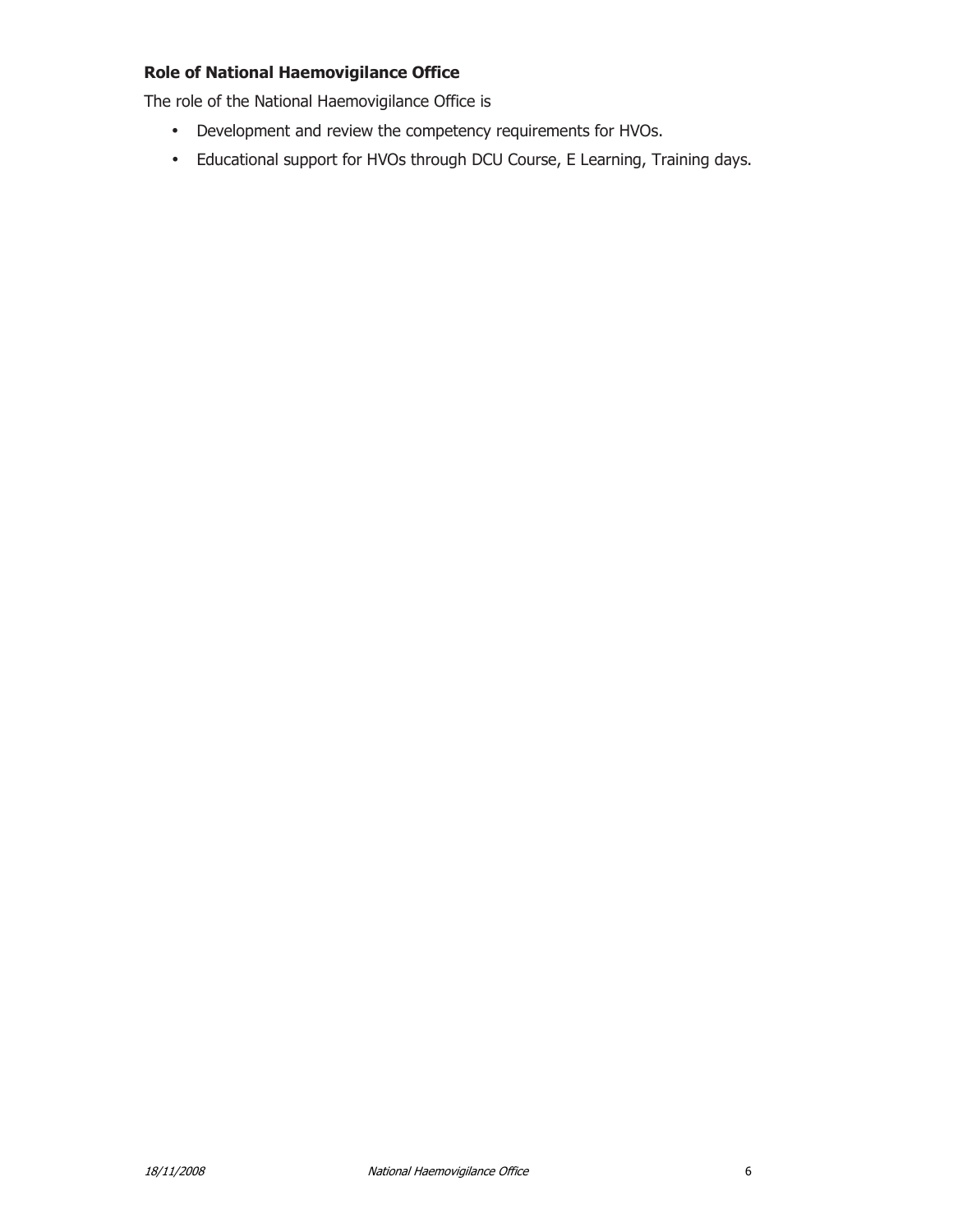**Role of National Haemovigilance Office**

The role of the National Haemovigilance Office is

- Development and review the competency requirements for HVOs.
- Educational support for HVOs through DCU Course, E Learning, Training days.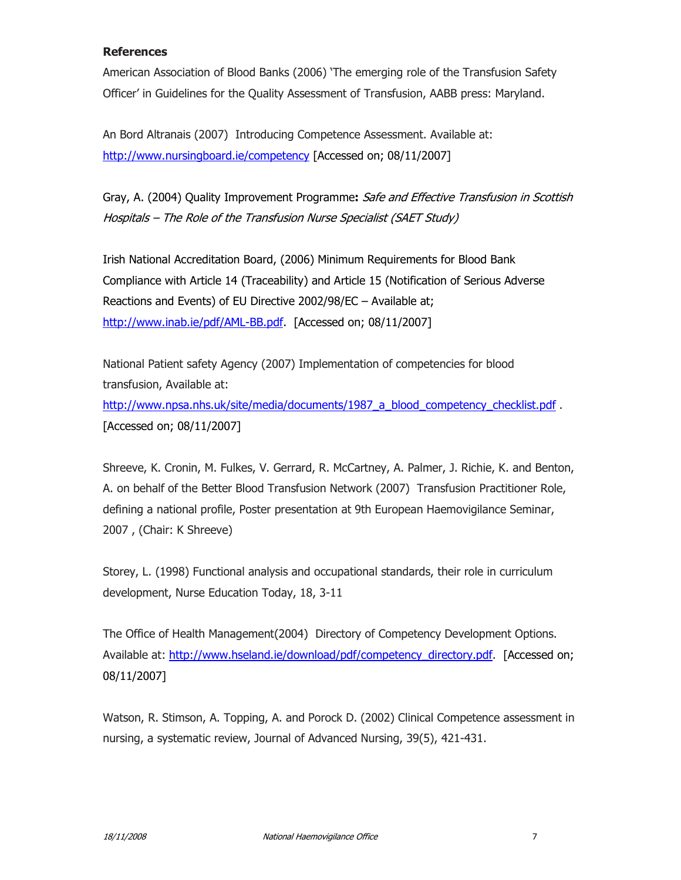**References**

American Association of Blood Banks (2006) 'The emerging role of the Transfusion Safety Officer' in Guidelines for the Quality Assessment of Transfusion, AABB press: Maryland.

An Bord Altranais (2007) Introducing Competence Assessment. Available at: http://www.nursingboard.ie/competency [Accessed on; 08/11/2007]

Gray, A. (2004) Quality Improvement Programme**:** *Safe and Effective Transfusion in Scottish Hospitals – The Role of the Transfusion Nurse Specialist (SAET Study)*

Irish National Accreditation Board, (2006) Minimum Requirements for Blood Bank Compliance with Article 14 (Traceability) and Article 15 (Notification of Serious Adverse Reactions and Events) of EU Directive 2002/98/EC – Available at; http://www.inab.ie/pdf/AML-BB.pdf. [Accessed on; 08/11/2007]

National Patient safety Agency (2007) Implementation of competencies for blood transfusion, Available at: http://www.npsa.nhs.uk/site/media/documents/1987_a_blood_competency_checklist.pdf . [Accessed on; 08/11/2007]

Shreeve, K. Cronin, M. Fulkes, V. Gerrard, R. McCartney, A. Palmer, J. Richie, K. and Benton, A. on behalf of the Better Blood Transfusion Network (2007) Transfusion Practitioner Role, defining a national profile, Poster presentation at 9th European Haemovigilance Seminar, 2007 , (Chair: K Shreeve)

Storey, L. (1998) Functional analysis and occupational standards, their role in curriculum development, Nurse Education Today, 18, 3-11

The Office of Health Management(2004) Directory of Competency Development Options. Available at: http://www.hseland.ie/download/pdf/competency_directory.pdf. [Accessed on; 08/11/2007]

Watson, R. Stimson, A. Topping, A. and Porock D. (2002) Clinical Competence assessment in nursing, a systematic review, Journal of Advanced Nursing, 39(5), 421-431.